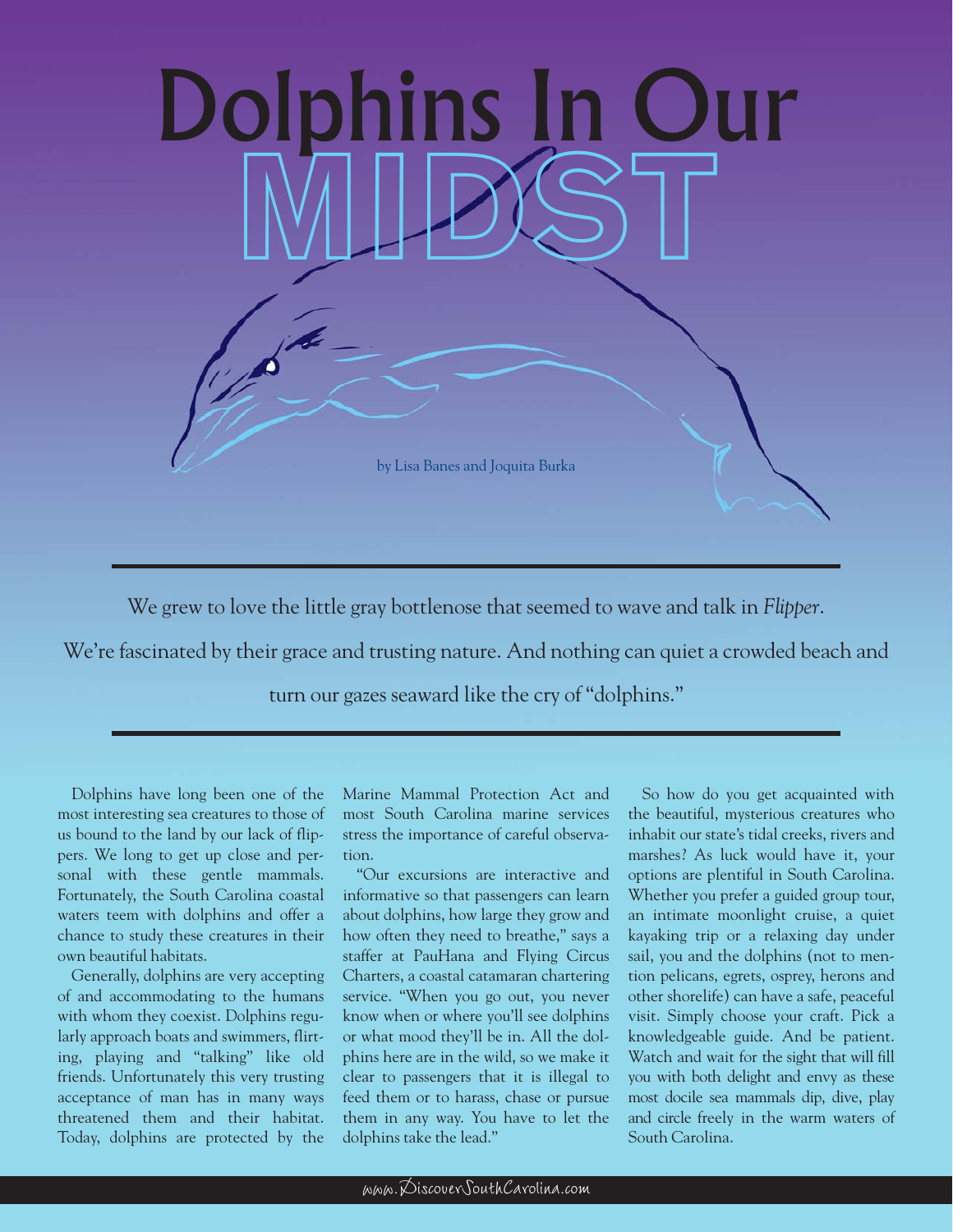# Dolphins In Our MIDST

by Lisa Banes and Joquita Burka

We grew to love the little gray bottlenose that seemed to wave and talk in *Flipper*. We're fascinated by their grace and trusting nature. And nothing can quiet a crowded beach and turn our gazes seaward like the cry of "dolphins."

Dolphins have long been one of the most interesting sea creatures to those of us bound to the land by our lack of flippers. We long to get up close and personal with these gentle mammals. Fortunately, the South Carolina coastal waters teem with dolphins and offer a chance to study these creatures in their own beautiful habitats.

Generally, dolphins are very accepting of and accommodating to the humans with whom they coexist. Dolphins regularly approach boats and swimmers, flirting, playing and "talking" like old friends. Unfortunately this very trusting acceptance of man has in many ways threatened them and their habitat. Today, dolphins are protected by the Marine Mammal Protection Act and most South Carolina marine services stress the importance of careful observation.

"Our excursions are interactive and informative so that passengers can learn about dolphins, how large they grow and how often they need to breathe," says a staffer at PauHana and Flying Circus Charters, a coastal catamaran chartering service. "When you go out, you never know when or where you'll see dolphins or what mood they'll be in. All the dolphins here are in the wild, so we make it clear to passengers that it is illegal to feed them or to harass, chase or pursue them in any way. You have to let the dolphins take the lead."

So how do you get acquainted with the beautiful, mysterious creatures who inhabit our state's tidal creeks, rivers and marshes? As luck would have it, your options are plentiful in South Carolina. Whether you prefer a guided group tour, an intimate moonlight cruise, a quiet kayaking trip or a relaxing day under sail, you and the dolphins (not to mention pelicans, egrets, osprey, herons and other shorelife) can have a safe, peaceful visit. Simply choose your craft. Pick a knowledgeable guide. And be patient. Watch and wait for the sight that will fill you with both delight and envy as these most docile sea mammals dip, dive, play and circle freely in the warm waters of South Carolina.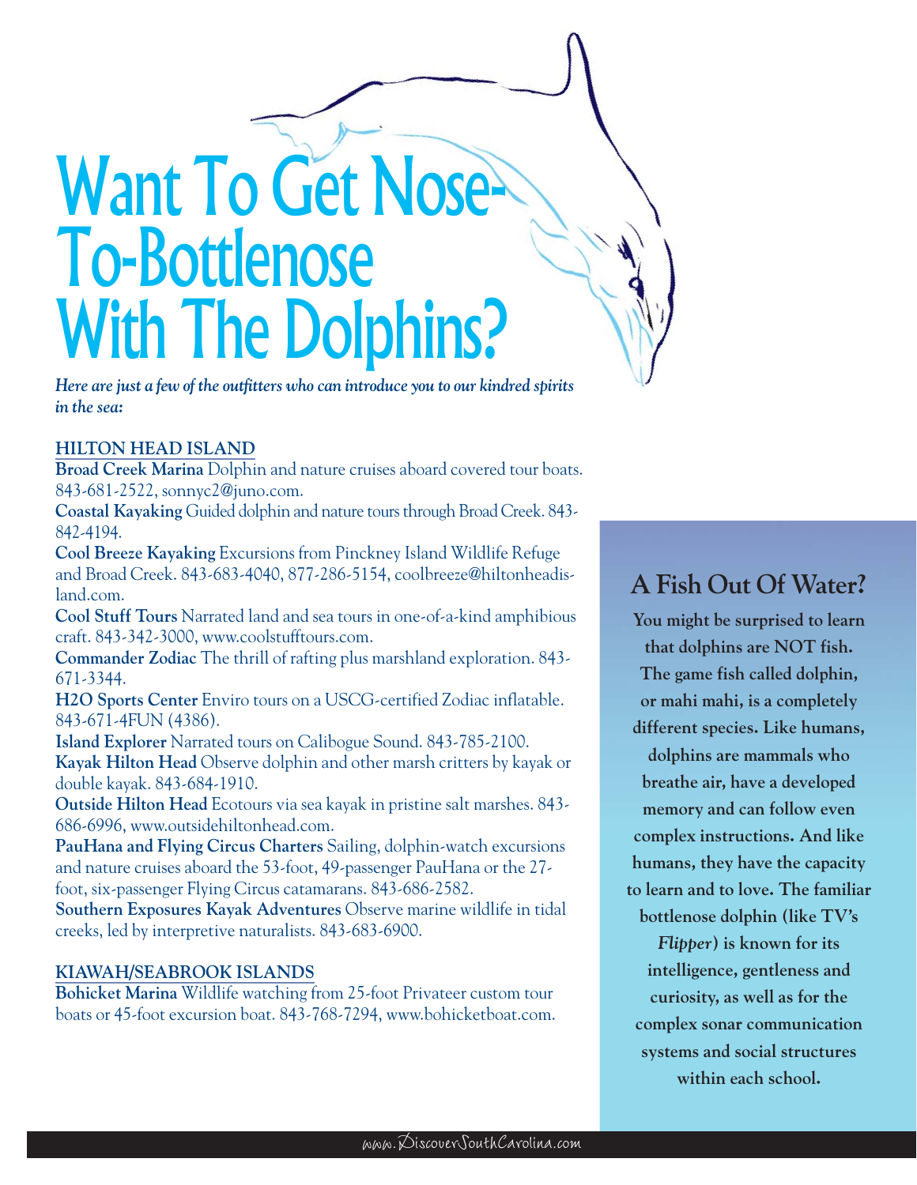# Want To Get Nose-To-Bottlenose With The Dolphins?

*Here are just a few of the outfitters who can introduce you to our kindred spirits in the sea:*

## HILTON HEAD ISLAND

**Broad Creek Marina** Dolphin and nature cruises aboard covered tour boats. 843-681-2522, sonnyc2@juno.com.

**Coastal Kayaking** Guided dolphin and nature tours through Broad Creek. 843-842-4194.

**Cool Breeze Kayaking** Excursions from Pinckney Island Wildlife Refuge and Broad Creek. 843-683-4040, 877-286-5154, coolbreeze@hiltonheadisland.com.

**Cool Stuff Tours** Narrated land and sea tours in one-of-a-kind amphibious craft. 843-342-3000, www.coolstufftours.com.

**Commander Zodiac** The thrill of rafting plus marshland exploration. 843-671-3344.

**H2O Sports Center** Enviro tours on a USCG-certified Zodiac inflatable. 843-671-4FUN (4386).

**Island Explorer** Narrated tours on Calibogue Sound. 843-785-2100.

**Kayak Hilton Head** Observe dolphin and other marsh critters by kayak or double kayak. 843-684-1910.

**Outside Hilton Head** Ecotours via sea kayak in pristine salt marshes. 843-686-6996, www.outsidehiltonhead.com.

**PauHana and Flying Circus Charters** Sailing, dolphin-watch excursions and nature cruises aboard the 53-foot, 49-passenger PauHana or the 27-foot, six-passenger Flying Circus catamarans. 843-686-2582.

**Southern Exposures Kayak Adventures** Observe marine wildlife in tidal creeks, led by interpretive naturalists. 843-683-6900.

## KIAWAH/SEABROOK ISLANDS

**Bohicket Marina** Wildlife watching from 25-foot Privateer custom tour boats or 45-foot excursion boat. 843-768-7294, www.bohicketboat.com.

## A Fish Out Of Water?

**You might be surprised to learn that dolphins are NOT fish. The game fish called dolphin, or mahi mahi, is a completely different species. Like humans, dolphins are mammals who breathe air, have a developed memory and can follow even complex instructions. And like humans, they have the capacity to learn and to love. The familiar bottlenose dolphin (like TV's *Flipper*) is known for its intelligence, gentleness and curiosity, as well as for the complex sonar communication systems and social structures within each school.**